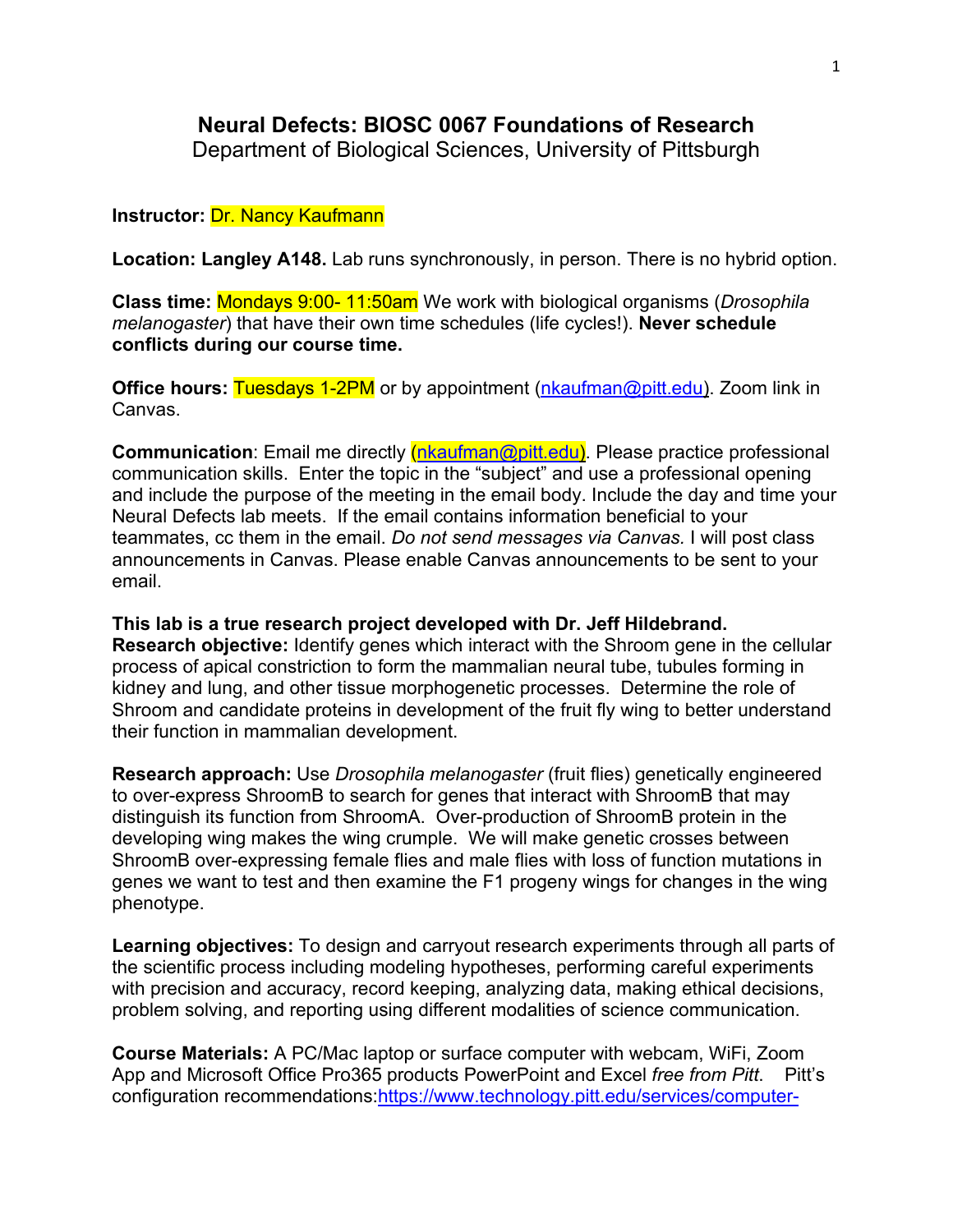# Neural Defects: BIOSC 0067 Foundations of Research

Department of Biological Sciences, University of Pittsburgh

**Instructor:** Dr. Nancy Kaufmann

**Location: Langley A148.** Lab runs synchronously, in person. There is no hybrid option.

**Class time:** Mondays 9:00- 11:50am We work with biological organisms (*Drosophila melanogaster*) that have their own time schedules (life cycles!). **Never schedule conflicts during our course time.**

**Office hours:** Tuesdays 1-2PM or by appointment (nkaufman@pitt.edu). Zoom link in Canvas.

**Communication**: Email me directly (nkaufman@pitt.edu). Please practice professional communication skills. Enter the topic in the "subject" and use a professional opening and include the purpose of the meeting in the email body. Include the day and time your Neural Defects lab meets. If the email contains information beneficial to your teammates, cc them in the email. *Do not send messages via Canvas.* I will post class announcements in Canvas. Please enable Canvas announcements to be sent to your email.

**This lab is a true research project developed with Dr. Jeff Hildebrand.**

**Research objective:** Identify genes which interact with the Shroom gene in the cellular process of apical constriction to form the mammalian neural tube, tubules forming in kidney and lung, and other tissue morphogenetic processes. Determine the role of Shroom and candidate proteins in development of the fruit fly wing to better understand their function in mammalian development.

**Research approach:** Use *Drosophila melanogaster* (fruit flies) genetically engineered to over-express ShroomB to search for genes that interact with ShroomB that may distinguish its function from ShroomA. Over-production of ShroomB protein in the developing wing makes the wing crumple. We will make genetic crosses between ShroomB over-expressing female flies and male flies with loss of function mutations in genes we want to test and then examine the F1 progeny wings for changes in the wing phenotype.

**Learning objectives:** To design and carryout research experiments through all parts of the scientific process including modeling hypotheses, performing careful experiments with precision and accuracy, record keeping, analyzing data, making ethical decisions, problem solving, and reporting using different modalities of science communication.

**Course Materials:** A PC/Mac laptop or surface computer with webcam, WiFi, Zoom App and Microsoft Office Pro365 products PowerPoint and Excel *free from Pitt*. Pitt's configuration recommendations:https://www.technology.pitt.edu/services/computer-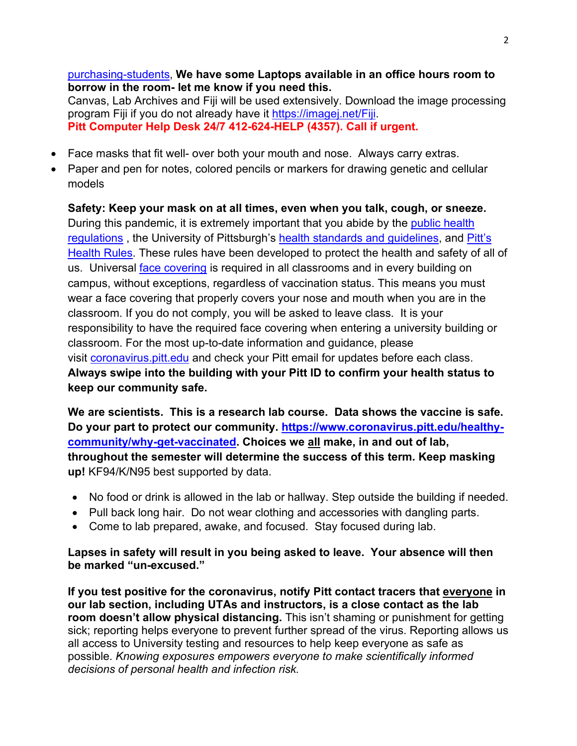purchasing-students, **We have some Laptops available in an office hours room to borrow in the room- let me know if you need this.**
Canvas, Lab Archives and Fiji will be used extensively. Download the image processing program Fiji if you do not already have it https://imagej.net/Fiji.
**Pitt Computer Help Desk 24/7 412-624-HELP (4357). Call if urgent.**

- Face masks that fit well- over both your mouth and nose. Always carry extras.
- Paper and pen for notes, colored pencils or markers for drawing genetic and cellular models

**Safety: Keep your mask on at all times, even when you talk, cough, or sneeze.** During this pandemic, it is extremely important that you abide by the public health regulations , the University of Pittsburgh's health standards and guidelines, and Pitt's Health Rules. These rules have been developed to protect the health and safety of all of us. Universal face covering is required in all classrooms and in every building on campus, without exceptions, regardless of vaccination status. This means you must wear a face covering that properly covers your nose and mouth when you are in the classroom. If you do not comply, you will be asked to leave class. It is your responsibility to have the required face covering when entering a university building or classroom. For the most up-to-date information and guidance, please visit coronavirus.pitt.edu and check your Pitt email for updates before each class. **Always swipe into the building with your Pitt ID to confirm your health status to keep our community safe.**

**We are scientists. This is a research lab course. Data shows the vaccine is safe. Do your part to protect our community. https://www.coronavirus.pitt.edu/healthy-community/why-get-vaccinated. Choices we <u>all</u> make, in and out of lab, throughout the semester will determine the success of this term. Keep masking up!** KF94/K/N95 best supported by data.

- No food or drink is allowed in the lab or hallway. Step outside the building if needed.
- Pull back long hair. Do not wear clothing and accessories with dangling parts.
- Come to lab prepared, awake, and focused. Stay focused during lab.

**Lapses in safety will result in you being asked to leave. Your absence will then be marked "un-excused."**

**If you test positive for the coronavirus, notify Pitt contact tracers that <u>everyone</u> in our lab section, including UTAs and instructors, is a close contact as the lab room doesn't allow physical distancing.** This isn't shaming or punishment for getting sick; reporting helps everyone to prevent further spread of the virus. Reporting allows us all access to University testing and resources to help keep everyone as safe as possible. *Knowing exposures empowers everyone to make scientifically informed decisions of personal health and infection risk.*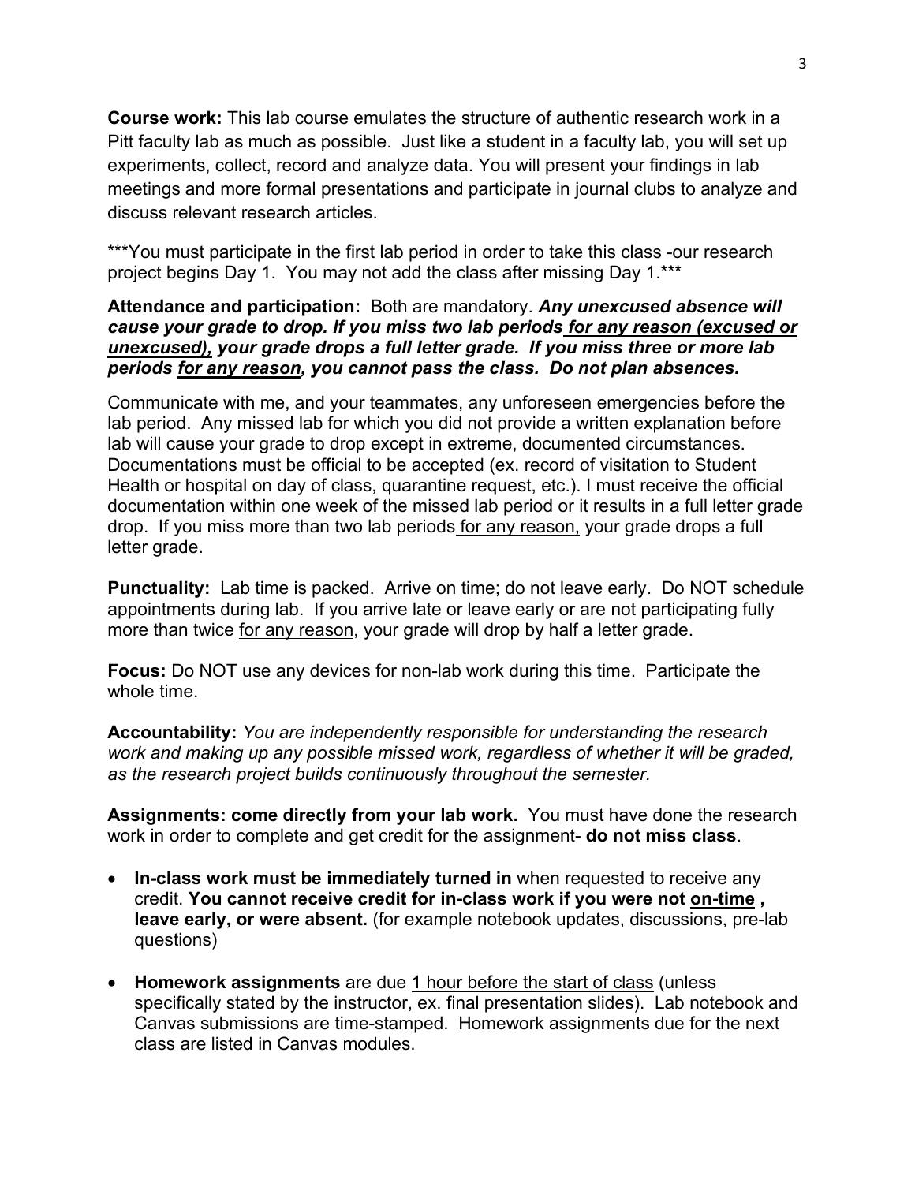**Course work:** This lab course emulates the structure of authentic research work in a Pitt faculty lab as much as possible. Just like a student in a faculty lab, you will set up experiments, collect, record and analyze data. You will present your findings in lab meetings and more formal presentations and participate in journal clubs to analyze and discuss relevant research articles.

***You must participate in the first lab period in order to take this class -our research project begins Day 1. You may not add the class after missing Day 1.***

**Attendance and participation:** Both are mandatory. ***Any unexcused absence will cause your grade to drop. If you miss two lab periods <u>for any reason (excused or unexcused),</u> your grade drops a full letter grade. If you miss three or more lab periods <u>for any reason</u>, you cannot pass the class. Do not plan absences.***

Communicate with me, and your teammates, any unforeseen emergencies before the lab period. Any missed lab for which you did not provide a written explanation before lab will cause your grade to drop except in extreme, documented circumstances. Documentations must be official to be accepted (ex. record of visitation to Student Health or hospital on day of class, quarantine request, etc.). I must receive the official documentation within one week of the missed lab period or it results in a full letter grade drop. If you miss more than two lab periods <u>for any reason,</u> your grade drops a full letter grade.

**Punctuality:** Lab time is packed. Arrive on time; do not leave early. Do NOT schedule appointments during lab. If you arrive late or leave early or are not participating fully more than twice <u>for any reason</u>, your grade will drop by half a letter grade.

**Focus:** Do NOT use any devices for non-lab work during this time. Participate the whole time.

**Accountability:** *You are independently responsible for understanding the research work and making up any possible missed work, regardless of whether it will be graded, as the research project builds continuously throughout the semester.*

**Assignments: come directly from your lab work.** You must have done the research work in order to complete and get credit for the assignment- **do not miss class**.

- **In-class work must be immediately turned in** when requested to receive any credit. **You cannot receive credit for in-class work if you were not <u>on-time</u> , leave early, or were absent.** (for example notebook updates, discussions, pre-lab questions)

- **Homework assignments** are due <u>1 hour before the start of class</u> (unless specifically stated by the instructor, ex. final presentation slides). Lab notebook and Canvas submissions are time-stamped. Homework assignments due for the next class are listed in Canvas modules.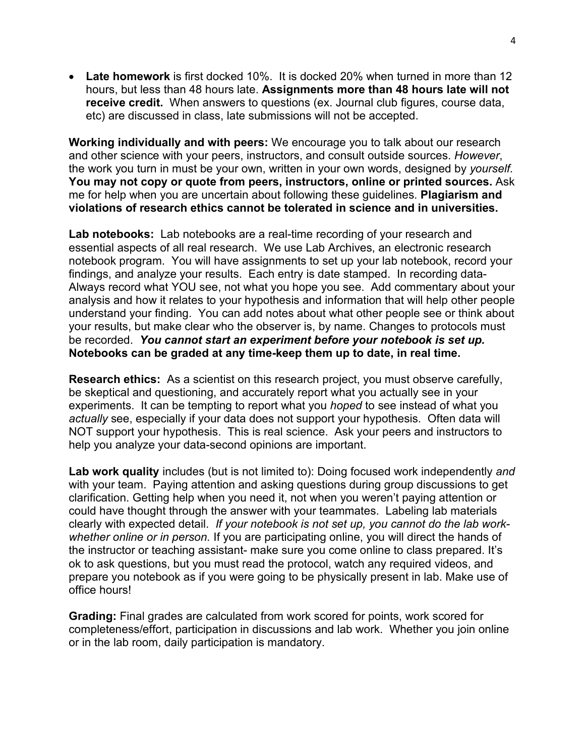- **Late homework** is first docked 10%. It is docked 20% when turned in more than 12 hours, but less than 48 hours late. **Assignments more than 48 hours late will not receive credit.** When answers to questions (ex. Journal club figures, course data, etc) are discussed in class, late submissions will not be accepted.

**Working individually and with peers:** We encourage you to talk about our research and other science with your peers, instructors, and consult outside sources. *However*, the work you turn in must be your own, written in your own words, designed by *yourself*. **You may not copy or quote from peers, instructors, online or printed sources.** Ask me for help when you are uncertain about following these guidelines. **Plagiarism and violations of research ethics cannot be tolerated in science and in universities.**

**Lab notebooks:** Lab notebooks are a real-time recording of your research and essential aspects of all real research. We use Lab Archives, an electronic research notebook program. You will have assignments to set up your lab notebook, record your findings, and analyze your results. Each entry is date stamped. In recording data- Always record what YOU see, not what you hope you see. Add commentary about your analysis and how it relates to your hypothesis and information that will help other people understand your finding. You can add notes about what other people see or think about your results, but make clear who the observer is, by name. Changes to protocols must be recorded. ***You cannot start an experiment before your notebook is set up.*** **Notebooks can be graded at any time-keep them up to date, in real time.**

**Research ethics:** As a scientist on this research project, you must observe carefully, be skeptical and questioning, and accurately report what you actually see in your experiments. It can be tempting to report what you *hoped* to see instead of what you *actually* see, especially if your data does not support your hypothesis. Often data will NOT support your hypothesis. This is real science. Ask your peers and instructors to help you analyze your data-second opinions are important.

**Lab work quality** includes (but is not limited to): Doing focused work independently *and* with your team. Paying attention and asking questions during group discussions to get clarification. Getting help when you need it, not when you weren't paying attention or could have thought through the answer with your teammates. Labeling lab materials clearly with expected detail. *If your notebook is not set up, you cannot do the lab work-whether online or in person.* If you are participating online, you will direct the hands of the instructor or teaching assistant- make sure you come online to class prepared. It's ok to ask questions, but you must read the protocol, watch any required videos, and prepare you notebook as if you were going to be physically present in lab. Make use of office hours!

**Grading:** Final grades are calculated from work scored for points, work scored for completeness/effort, participation in discussions and lab work. Whether you join online or in the lab room, daily participation is mandatory.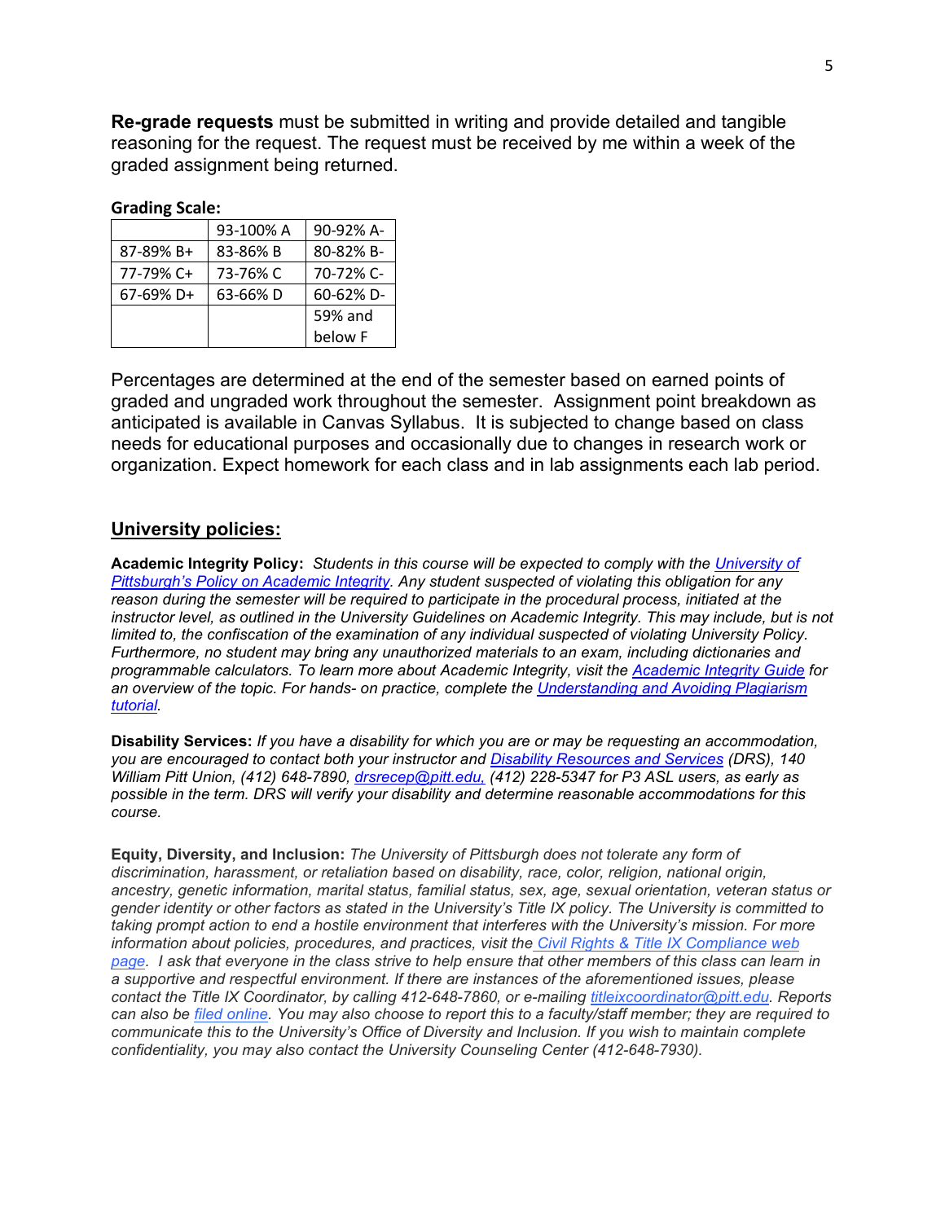**Re-grade requests** must be submitted in writing and provide detailed and tangible reasoning for the request. The request must be received by me within a week of the graded assignment being returned.

**Grading Scale:**

| | | |
|---|---|---|
| | 93-100% A | 90-92% A- |
| 87-89% B+ | 83-86% B | 80-82% B- |
| 77-79% C+ | 73-76% C | 70-72% C- |
| 67-69% D+ | 63-66% D | 60-62% D- |
| | | 59% and below F |

Percentages are determined at the end of the semester based on earned points of graded and ungraded work throughout the semester. Assignment point breakdown as anticipated is available in Canvas Syllabus. It is subjected to change based on class needs for educational purposes and occasionally due to changes in research work or organization. Expect homework for each class and in lab assignments each lab period.

## University policies:

**Academic Integrity Policy:** *Students in this course will be expected to comply with the University of Pittsburgh's Policy on Academic Integrity. Any student suspected of violating this obligation for any reason during the semester will be required to participate in the procedural process, initiated at the instructor level, as outlined in the University Guidelines on Academic Integrity. This may include, but is not limited to, the confiscation of the examination of any individual suspected of violating University Policy. Furthermore, no student may bring any unauthorized materials to an exam, including dictionaries and programmable calculators. To learn more about Academic Integrity, visit the Academic Integrity Guide for an overview of the topic. For hands- on practice, complete the Understanding and Avoiding Plagiarism tutorial.*

**Disability Services:** *If you have a disability for which you are or may be requesting an accommodation, you are encouraged to contact both your instructor and Disability Resources and Services (DRS), 140 William Pitt Union, (412) 648-7890, drsrecep@pitt.edu, (412) 228-5347 for P3 ASL users, as early as possible in the term. DRS will verify your disability and determine reasonable accommodations for this course.*

**Equity, Diversity, and Inclusion:** *The University of Pittsburgh does not tolerate any form of discrimination, harassment, or retaliation based on disability, race, color, religion, national origin, ancestry, genetic information, marital status, familial status, sex, age, sexual orientation, veteran status or gender identity or other factors as stated in the University's Title IX policy. The University is committed to taking prompt action to end a hostile environment that interferes with the University's mission. For more information about policies, procedures, and practices, visit the Civil Rights & Title IX Compliance web page. I ask that everyone in the class strive to help ensure that other members of this class can learn in a supportive and respectful environment. If there are instances of the aforementioned issues, please contact the Title IX Coordinator, by calling 412-648-7860, or e-mailing titleixcoordinator@pitt.edu. Reports can also be filed online. You may also choose to report this to a faculty/staff member; they are required to communicate this to the University's Office of Diversity and Inclusion. If you wish to maintain complete confidentiality, you may also contact the University Counseling Center (412-648-7930).*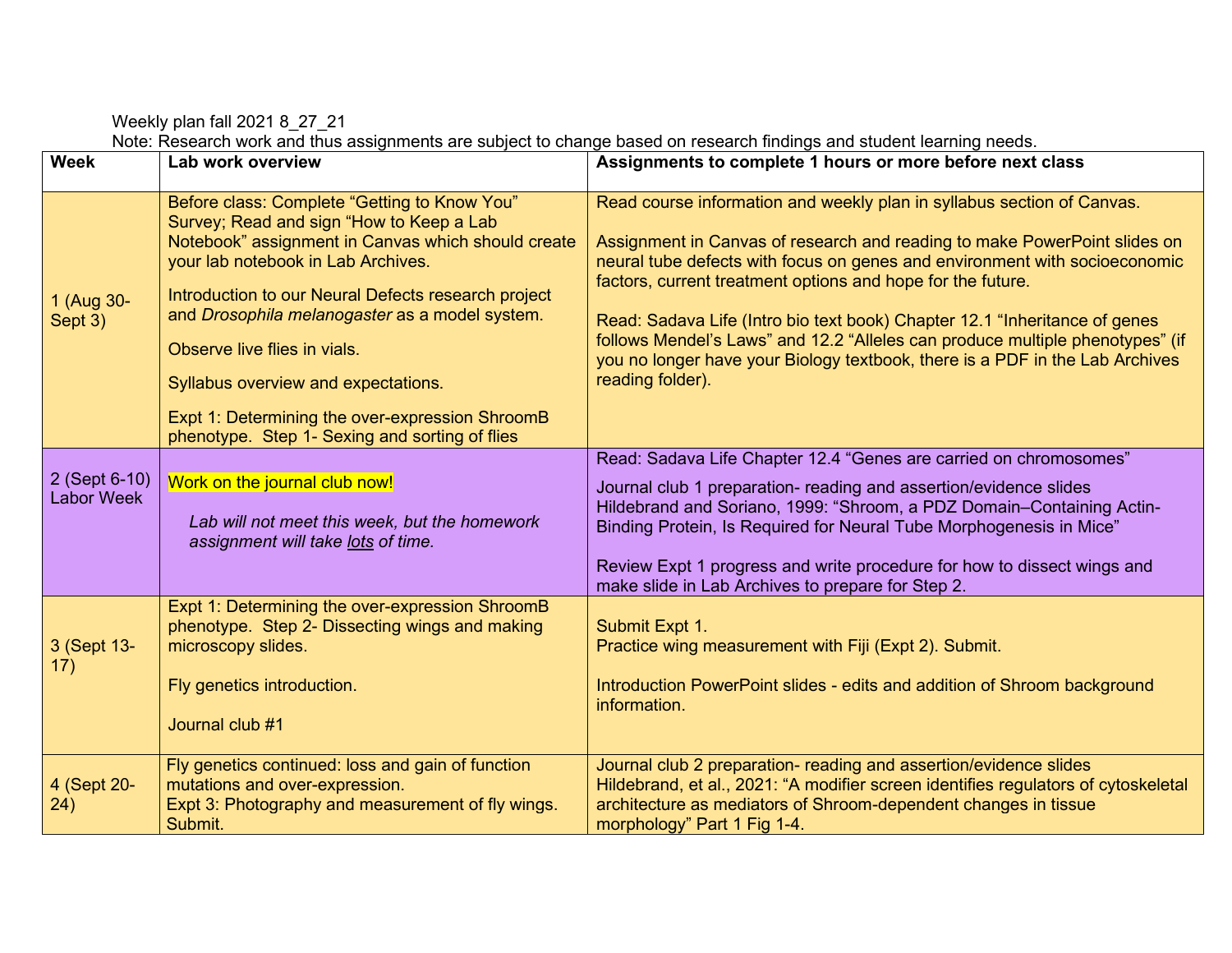Weekly plan fall 2021 8_27_21

Note: Research work and thus assignments are subject to change based on research findings and student learning needs.

| Week | Lab work overview | Assignments to complete 1 hours or more before next class |
|---|---|---|
| 1 (Aug 30-Sept 3) | Before class: Complete "Getting to Know You" Survey; Read and sign "How to Keep a Lab Notebook" assignment in Canvas which should create your lab notebook in Lab Archives.<br><br>Introduction to our Neural Defects research project and *Drosophila melanogaster* as a model system.<br><br>Observe live flies in vials.<br><br>Syllabus overview and expectations.<br><br>Expt 1: Determining the over-expression ShroomB phenotype. Step 1- Sexing and sorting of flies | Read course information and weekly plan in syllabus section of Canvas.<br><br>Assignment in Canvas of research and reading to make PowerPoint slides on neural tube defects with focus on genes and environment with socioeconomic factors, current treatment options and hope for the future.<br><br>Read: Sadava Life (Intro bio text book) Chapter 12.1 "Inheritance of genes follows Mendel's Laws" and 12.2 "Alleles can produce multiple phenotypes" (if you no longer have your Biology textbook, there is a PDF in the Lab Archives reading folder). |
| 2 (Sept 6-10) Labor Week | Work on the journal club now!<br><br>*Lab will not meet this week, but the homework assignment will take <u>lots</u> of time.* | Read: Sadava Life Chapter 12.4 "Genes are carried on chromosomes"<br><br>Journal club 1 preparation- reading and assertion/evidence slides Hildebrand and Soriano, 1999: "Shroom, a PDZ Domain–Containing Actin-Binding Protein, Is Required for Neural Tube Morphogenesis in Mice"<br><br>Review Expt 1 progress and write procedure for how to dissect wings and make slide in Lab Archives to prepare for Step 2. |
| 3 (Sept 13-17) | Expt 1: Determining the over-expression ShroomB phenotype. Step 2- Dissecting wings and making microscopy slides.<br><br>Fly genetics introduction.<br><br>Journal club #1 | Submit Expt 1.<br>Practice wing measurement with Fiji (Expt 2). Submit.<br><br>Introduction PowerPoint slides - edits and addition of Shroom background information. |
| 4 (Sept 20-24) | Fly genetics continued: loss and gain of function mutations and over-expression.<br>Expt 3: Photography and measurement of fly wings. Submit. | Journal club 2 preparation- reading and assertion/evidence slides Hildebrand, et al., 2021: "A modifier screen identifies regulators of cytoskeletal architecture as mediators of Shroom-dependent changes in tissue morphology" Part 1 Fig 1-4. |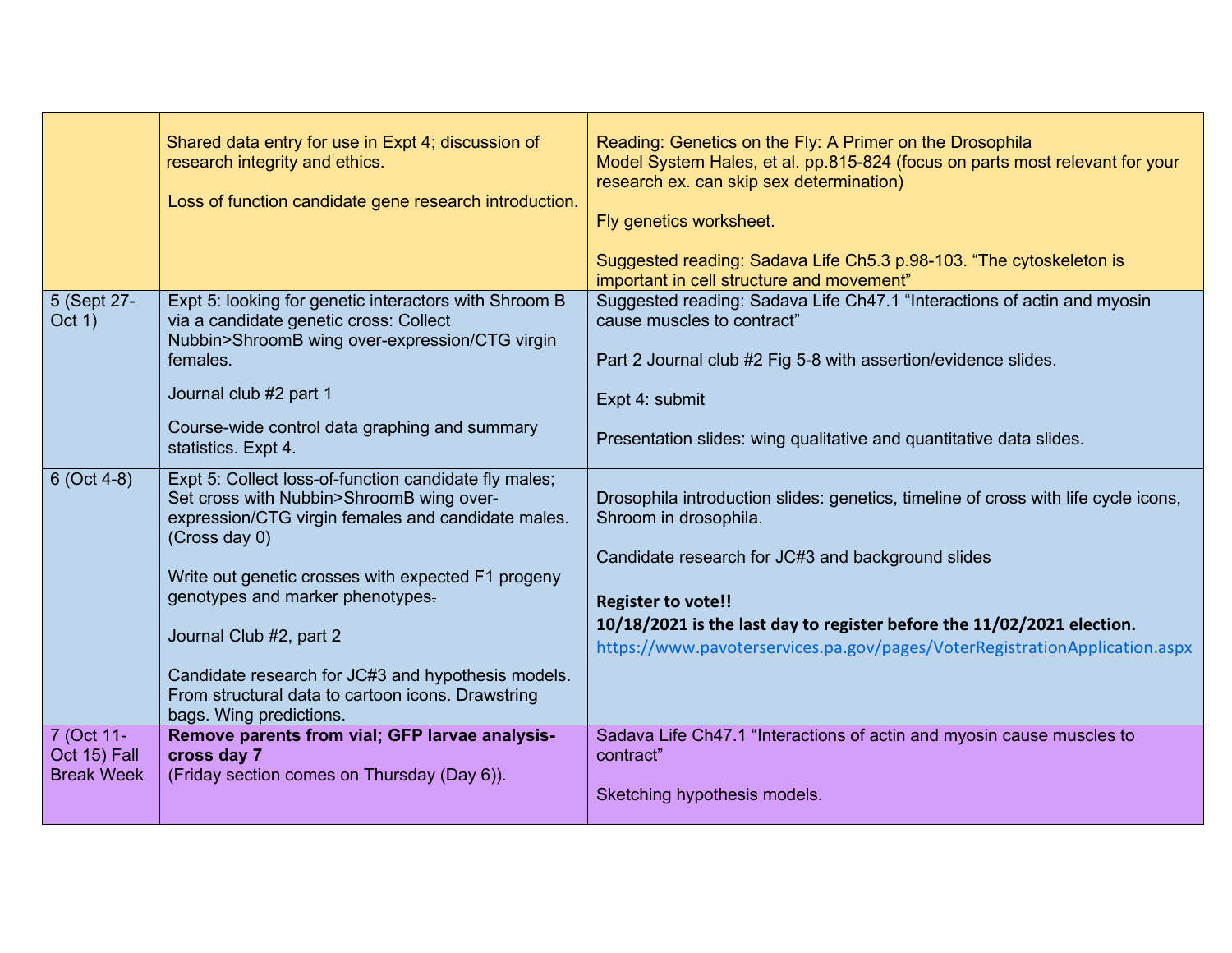| | | |
|---|---|---|
| | Shared data entry for use in Expt 4; discussion of research integrity and ethics.<br><br>Loss of function candidate gene research introduction. | Reading: Genetics on the Fly: A Primer on the Drosophila Model System Hales, et al. pp.815-824 (focus on parts most relevant for your research ex. can skip sex determination)<br><br>Fly genetics worksheet.<br><br>Suggested reading: Sadava Life Ch5.3 p.98-103. "The cytoskeleton is important in cell structure and movement" |
| 5 (Sept 27-Oct 1) | Expt 5: looking for genetic interactors with Shroom B via a candidate genetic cross: Collect Nubbin>ShroomB wing over-expression/CTG virgin females.<br><br>Journal club #2 part 1<br><br>Course-wide control data graphing and summary statistics. Expt 4. | Suggested reading: Sadava Life Ch47.1 "Interactions of actin and myosin cause muscles to contract"<br><br>Part 2 Journal club #2 Fig 5-8 with assertion/evidence slides.<br><br>Expt 4: submit<br><br>Presentation slides: wing qualitative and quantitative data slides. |
| 6 (Oct 4-8) | Expt 5: Collect loss-of-function candidate fly males; Set cross with Nubbin>ShroomB wing over-expression/CTG virgin females and candidate males. (Cross day 0)<br><br>Write out genetic crosses with expected F1 progeny genotypes and marker phenotypes.<br><br>Journal Club #2, part 2<br><br>Candidate research for JC#3 and hypothesis models. From structural data to cartoon icons. Drawstring bags. Wing predictions. | Drosophila introduction slides: genetics, timeline of cross with life cycle icons, Shroom in drosophila.<br><br>Candidate research for JC#3 and background slides<br><br>**Register to vote!!**<br>**10/18/2021 is the last day to register before the 11/02/2021 election.**<br>https://www.pavoterservices.pa.gov/pages/VoterRegistrationApplication.aspx |
| 7 (Oct 11-Oct 15) Fall Break Week | **Remove parents from vial; GFP larvae analysis-cross day 7**<br>(Friday section comes on Thursday (Day 6)). | Sadava Life Ch47.1 "Interactions of actin and myosin cause muscles to contract"<br><br>Sketching hypothesis models. |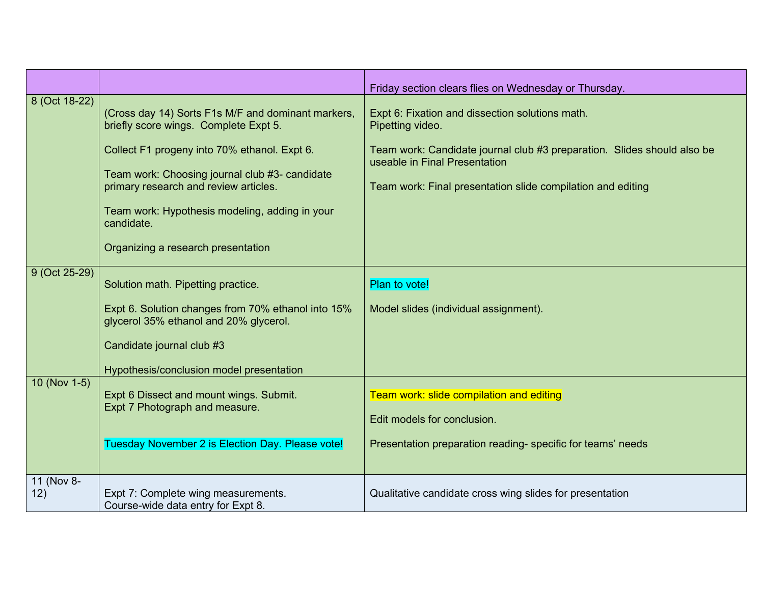| | | Friday section clears flies on Wednesday or Thursday. |
|---|---|---|
| 8 (Oct 18-22) | (Cross day 14) Sorts F1s M/F and dominant markers, briefly score wings. Complete Expt 5.<br><br>Collect F1 progeny into 70% ethanol. Expt 6.<br><br>Team work: Choosing journal club #3- candidate primary research and review articles.<br><br>Team work: Hypothesis modeling, adding in your candidate.<br><br>Organizing a research presentation | Expt 6: Fixation and dissection solutions math.<br>Pipetting video.<br><br>Team work: Candidate journal club #3 preparation. Slides should also be useable in Final Presentation<br><br>Team work: Final presentation slide compilation and editing |
| 9 (Oct 25-29) | Solution math. Pipetting practice.<br><br>Expt 6. Solution changes from 70% ethanol into 15% glycerol 35% ethanol and 20% glycerol.<br><br>Candidate journal club #3<br><br>Hypothesis/conclusion model presentation | Plan to vote!<br><br>Model slides (individual assignment). |
| 10 (Nov 1-5) | Expt 6 Dissect and mount wings. Submit.<br>Expt 7 Photograph and measure.<br><br>Tuesday November 2 is Election Day. Please vote! | Team work: slide compilation and editing<br><br>Edit models for conclusion.<br><br>Presentation preparation reading- specific for teams' needs |
| 11 (Nov 8-12) | Expt 7: Complete wing measurements.<br>Course-wide data entry for Expt 8. | Qualitative candidate cross wing slides for presentation |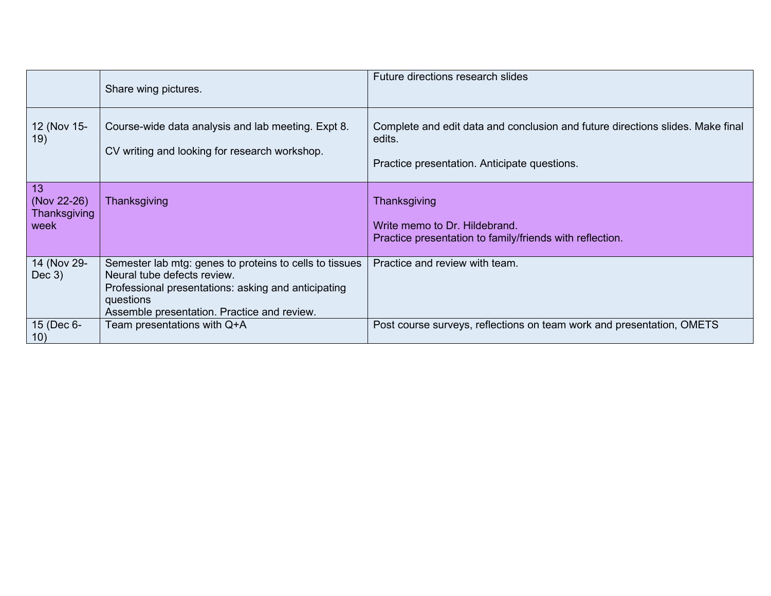| | | |
|---|---|---|
| | Share wing pictures. | Future directions research slides |
| 12 (Nov 15-19) | Course-wide data analysis and lab meeting. Expt 8.<br><br>CV writing and looking for research workshop. | Complete and edit data and conclusion and future directions slides. Make final edits.<br><br>Practice presentation. Anticipate questions. |
| 13 (Nov 22-26) Thanksgiving week | Thanksgiving | Thanksgiving<br><br>Write memo to Dr. Hildebrand.<br>Practice presentation to family/friends with reflection. |
| 14 (Nov 29-Dec 3) | Semester lab mtg: genes to proteins to cells to tissues<br>Neural tube defects review.<br>Professional presentations: asking and anticipating questions<br>Assemble presentation. Practice and review. | Practice and review with team. |
| 15 (Dec 6-10) | Team presentations with Q+A | Post course surveys, reflections on team work and presentation, OMETS |